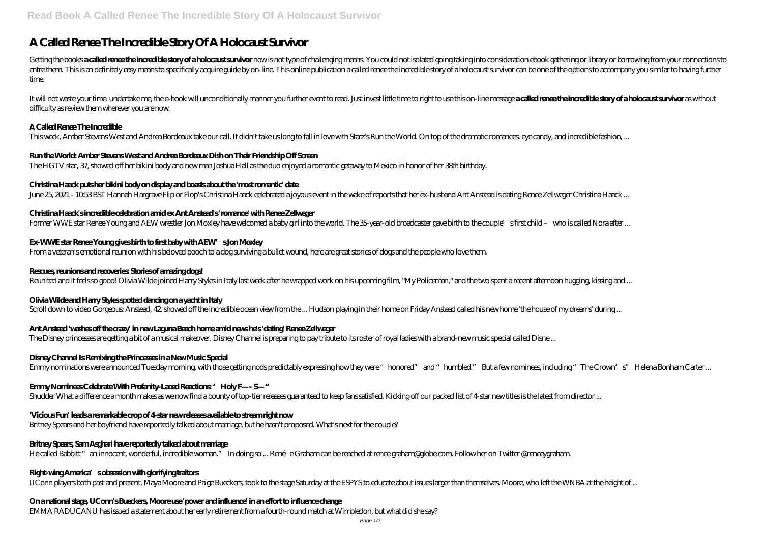# A Called Renee The Incredible Story Of A Holocaust Survivor

Getting the books **a called renee the incredible story of a holocaust survivor** now is not type of challenging means. You could not isolated going taking into consideration ebook gathering or library or borrowing from your connections to entre them. This is an definitely easy means to specifically acquire guide by on-line. This online publication a called renee the incredible story of a holocaust survivor can be one of the options to accompany you similar to having further time.

It will not waste your time. undertake me, the e-book will unconditionally manner you further event to read. Just invest little time to right to use this on-line message **a called renee the incredible story of a holocaust survivor** as without difficulty as review them wherever you are now.

### A Called Renee The Incredible

This week, Amber Stevens West and Andrea Bordeaux take our call. It didn't take us long to fall in love with Starz's Run the World. On top of the dramatic romances, eye candy, and incredible fashion, ...

### Run the World: Amber Stevens West and Andrea Bordeaux Dish on Their Friendship Off Screen

The HGTV star, 37, showed off her bikini body and new man Joshua Hall as the duo enjoyed a romantic getaway to Mexico in honor of her 38th birthday.

### Christina Haack puts her bikini body on display and boasts about the 'most romantic' date

June 25, 2021 - 10:53 BST Hannah Hargrave Flip or Flop's Christina Haack celebrated a joyous event in the wake of reports that her ex-husband Ant Anstead is dating Renee Zellweger Christina Haack ...

### Christina Haack's incredible celebration amid ex Ant Anstead's 'romance' with Renee Zellweger

Former WWE star Renee Young and AEW wrestler Jon Moxley have welcomed a baby girl into the world. The 35-year-old broadcaster gave birth to the couple's first child – who is called Nora after ...

### Ex-WWE star Renee Young gives birth to first baby with AEW's Jon Moxley

From a veteran's emotional reunion with his beloved pooch to a dog surviving a bullet wound, here are great stories of dogs and the people who love them.

### Rescues, reunions and recoveries: Stories of amazing dogs!

Reunited and it feels so good! Olivia Wilde joined Harry Styles in Italy last week after he wrapped work on his upcoming film, "My Policeman," and the two spent a recent afternoon hugging, kissing and ...

### Olivia Wilde and Harry Styles spotted dancing on a yacht in Italy

Scroll down to video Gorgeous: Anstead, 42, showed off the incredible ocean view from the ... Hudson playing in their home on Friday Anstead called his new home 'the house of my dreams' during ...

### Ant Anstead 'washes off the crazy' in new Laguna Beach home amid news he's 'dating' Renee Zellweger

The Disney princesses are getting a bit of a musical makeover. Disney Channel is preparing to pay tribute to its roster of royal ladies with a brand-new music special called Disne ...

### Disney Channel Is Remixing the Princesses in a New Music Special

Emmy nominations were announced Tuesday morning, with those getting nods predictably expressing how they were "honored" and "humbled." But a few nominees, including "The Crown's" Helena Bonham Carter ...

### Emmy Nominees Celebrate With Profanity-Laced Reactions: 'Holy F— - S— "

Shudder What a difference a month makes as we now find a bounty of top-tier releases guaranteed to keep fans satisfied. Kicking off our packed list of 4-star new titles is the latest from director ...

### 'Vicious Fun' leads a remarkable crop of 4-star new releases available to stream right now

Britney Spears and her boyfriend have reportedly talked about marriage, but he hasn't proposed. What's next for the couple?

### Britney Spears, Sam Asghari have reportedly talked about marriage

He called Babbitt "an innocent, wonderful, incredible woman." In doing so ... Renée Graham can be reached at renee.graham@globe.com. Follow her on Twitter @reneeygraham.

### Right-wing America's obsession with glorifying traitors

UConn players both past and present, Maya Moore and Paige Bueckers, took to the stage Saturday at the ESPYS to educate about issues larger than themselves. Moore, who left the WNBA at the height of ...

### On a national stage, UConn's Bueckers, Moore use 'power and influence' in an effort to influence change

EMMA RADUCANU has issued a statement about her early retirement from a fourth-round match at Wimbledon, but what did she say?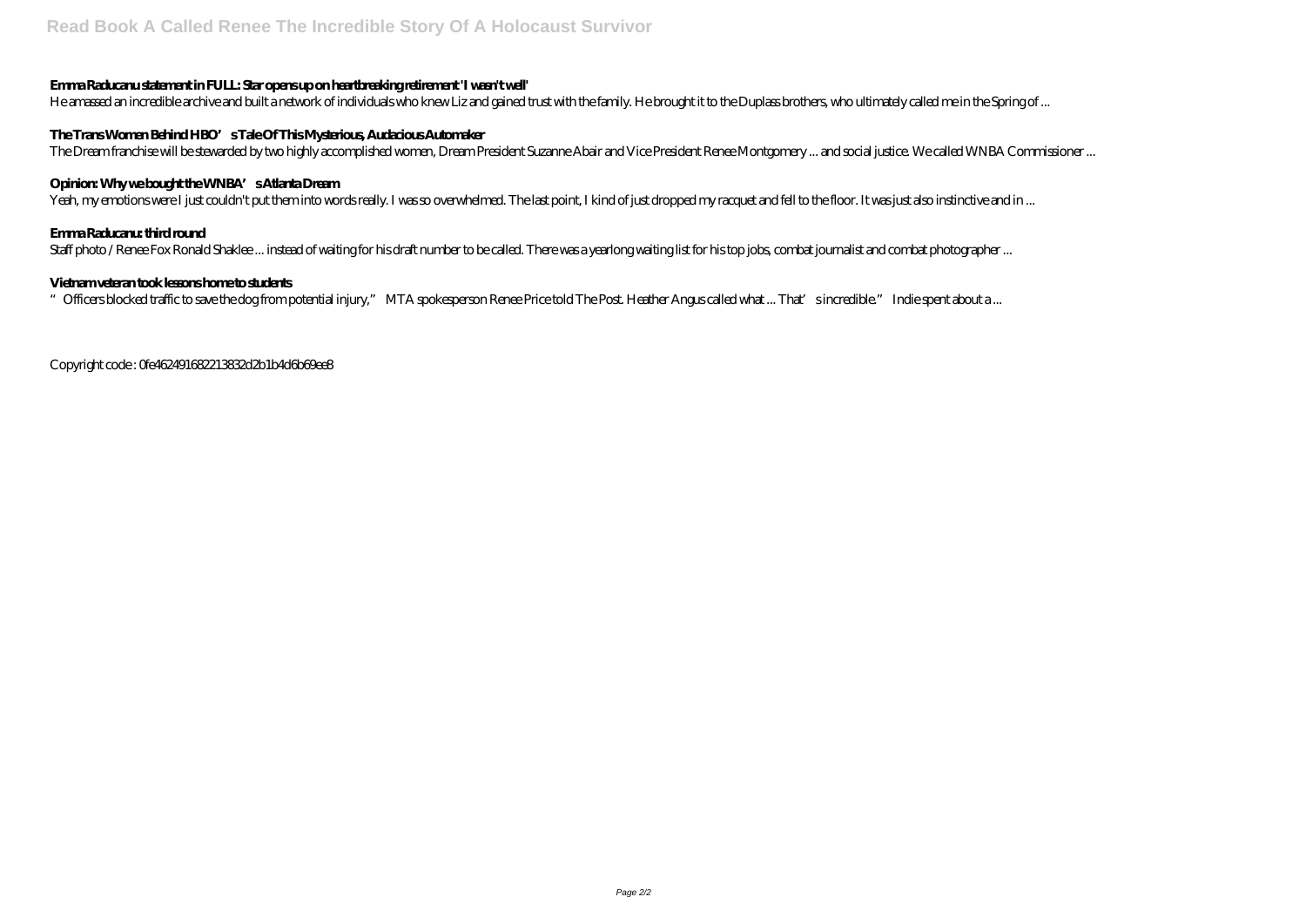**Emma Raducanu statement in FULL: Star opens up on heartbreaking retirement 'I wasn't well'**

He amassed an incredible archive and built a network of individuals who knew Liz and gained trust with the family. He brought it to the Duplass brothers, who ultimately called me in the Spring of ...

**The Trans Women Behind HBO's Tale Of This Mysterious, Audacious Automaker**

The Dream franchise will be stewarded by two highly accomplished women, Dream President Suzanne Abair and Vice President Renee Montgomery ... and social justice. We called WNBA Commissioner ...

**Opinion: Why we bought the WNBA's Atlanta Dream**

Yeah, my emotions were I just couldn't put them into words really. I was so overwhelmed. The last point, I kind of just dropped my racquet and fell to the floor. It was just also instinctive and in ...

**Emma Raducanu: third round**

Staff photo / Renee Fox Ronald Shaklee ... instead of waiting for his draft number to be called. There was a yearlong waiting list for his top jobs, combat journalist and combat photographer ...

**Vietnam veteran took lessons home to students**

"Officers blocked traffic to save the dog from potential injury," MTA spokesperson Renee Price told The Post. Heather Angus called what ... That's incredible." Indie spent about a ...

Copyright code : 0fe462491682213832d2b1b4d6b69ee8